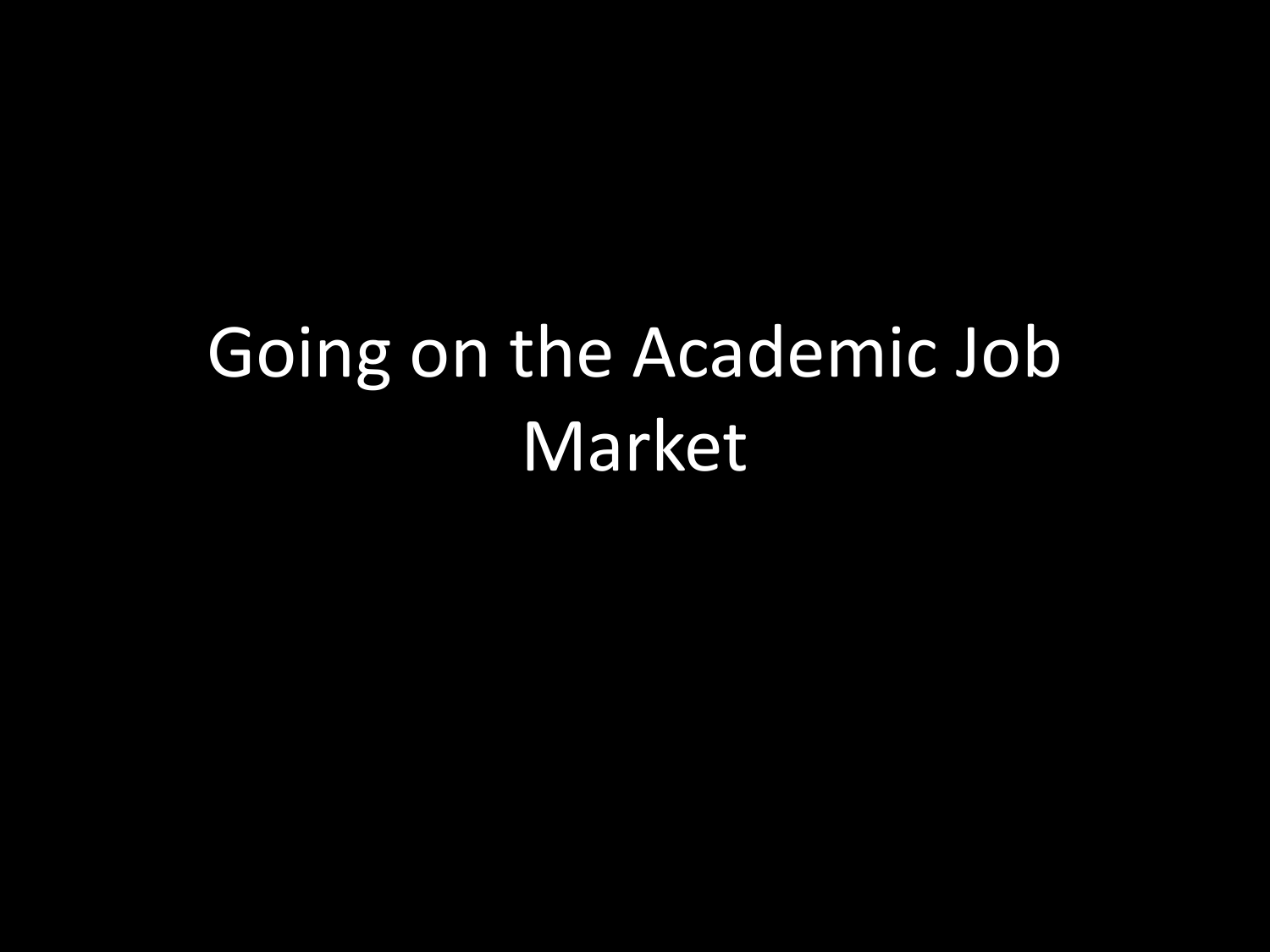# Going on the Academic Job Market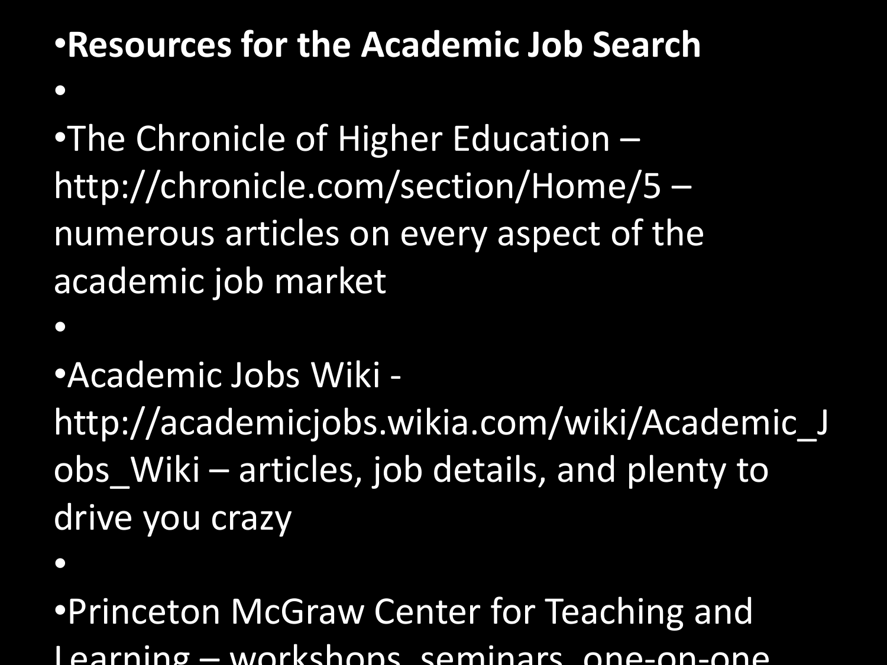- **Resources for the Academic Job Search**

- The Chronicle of Higher Education – http://chronicle.com/section/Home/5 – numerous articles on every aspect of the academic job market

- Academic Jobs Wiki - http://academicjobs.wikia.com/wiki/Academic_Jobs_Wiki – articles, job details, and plenty to drive you crazy

- Princeton McGraw Center for Teaching and Learning – workshops, seminars, one-on-one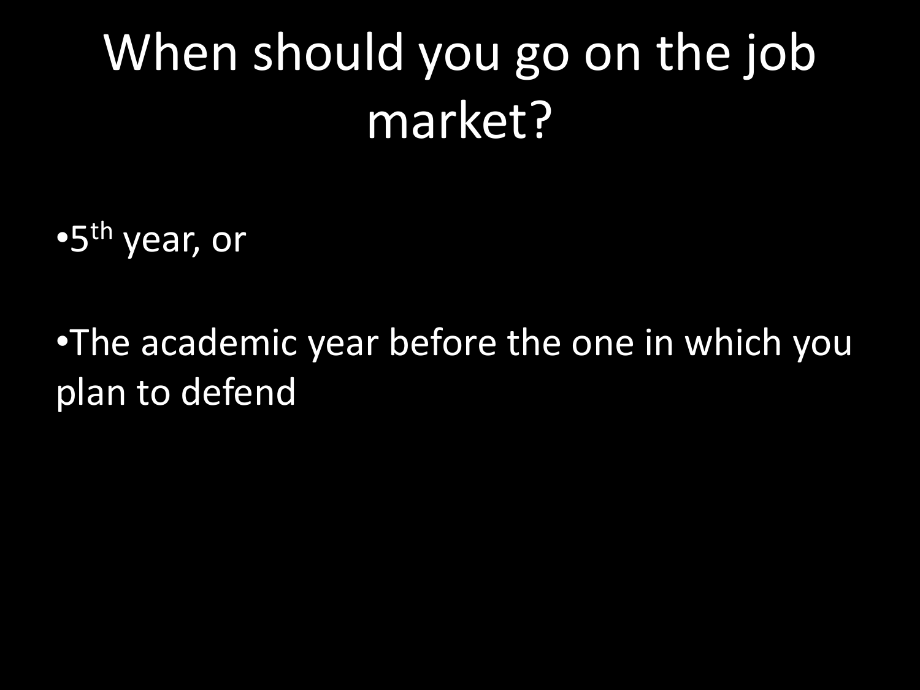# When should you go on the job market?

- 5th year, or

- The academic year before the one in which you plan to defend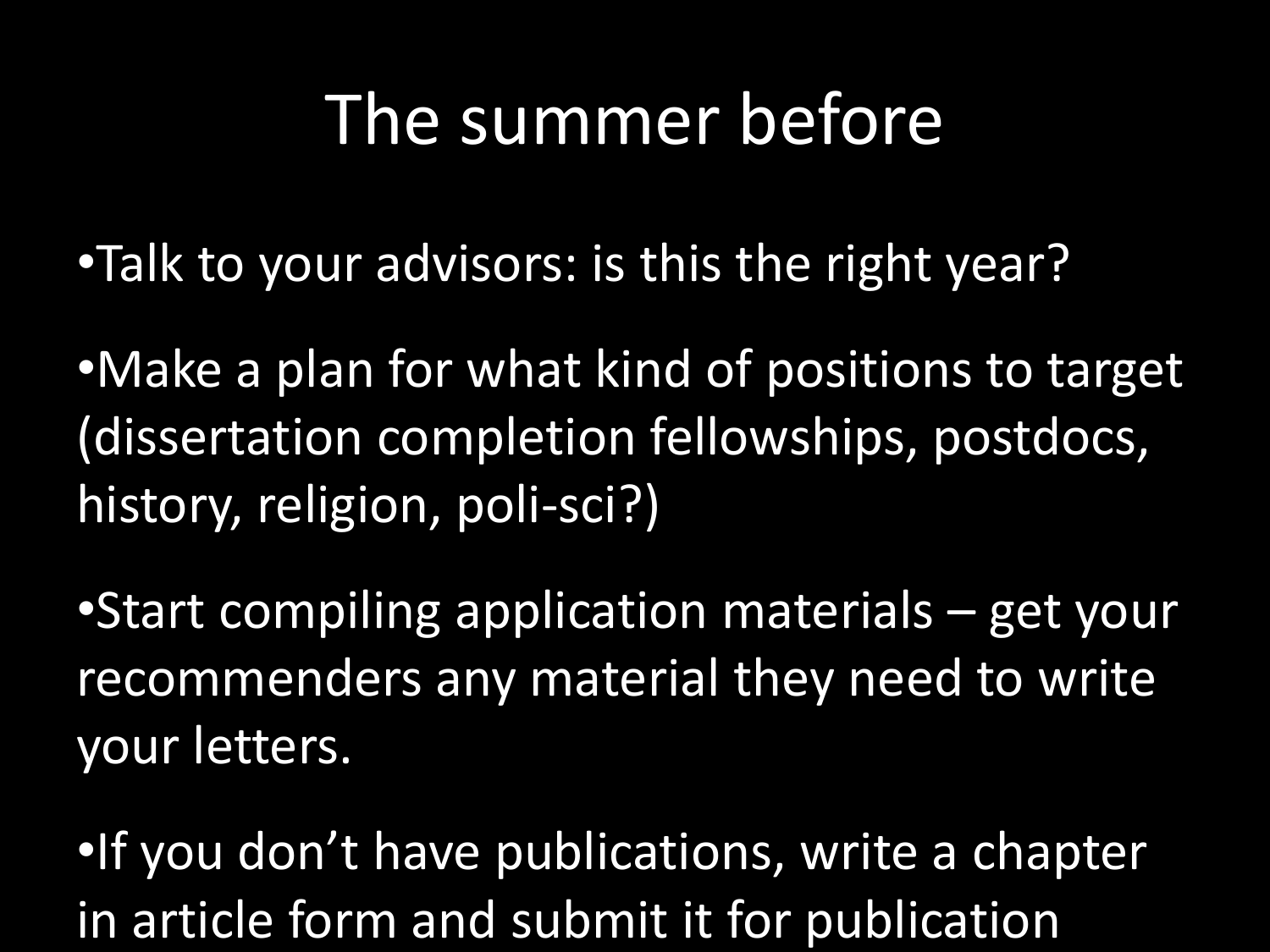# The summer before

- Talk to your advisors: is this the right year?
- Make a plan for what kind of positions to target (dissertation completion fellowships, postdocs, history, religion, poli-sci?)
- Start compiling application materials – get your recommenders any material they need to write your letters.
- If you don't have publications, write a chapter in article form and submit it for publication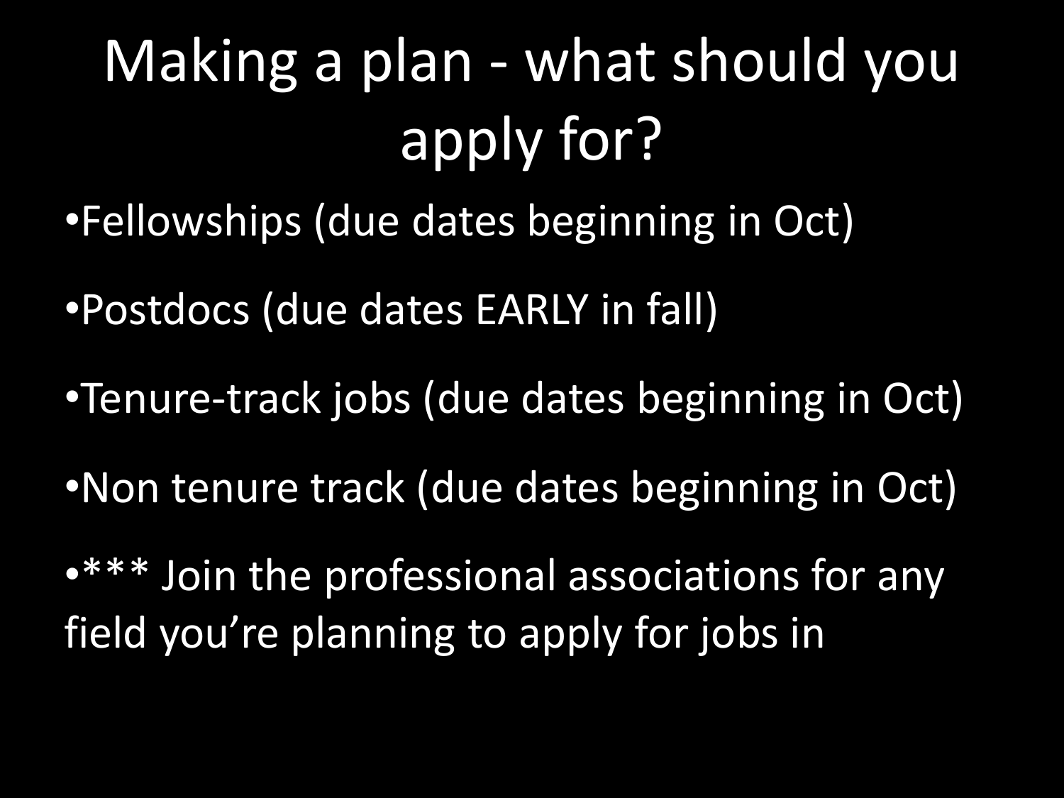# Making a plan - what should you apply for?

- Fellowships (due dates beginning in Oct)
- Postdocs (due dates EARLY in fall)
- Tenure-track jobs (due dates beginning in Oct)
- Non tenure track (due dates beginning in Oct)
- *** Join the professional associations for any field you're planning to apply for jobs in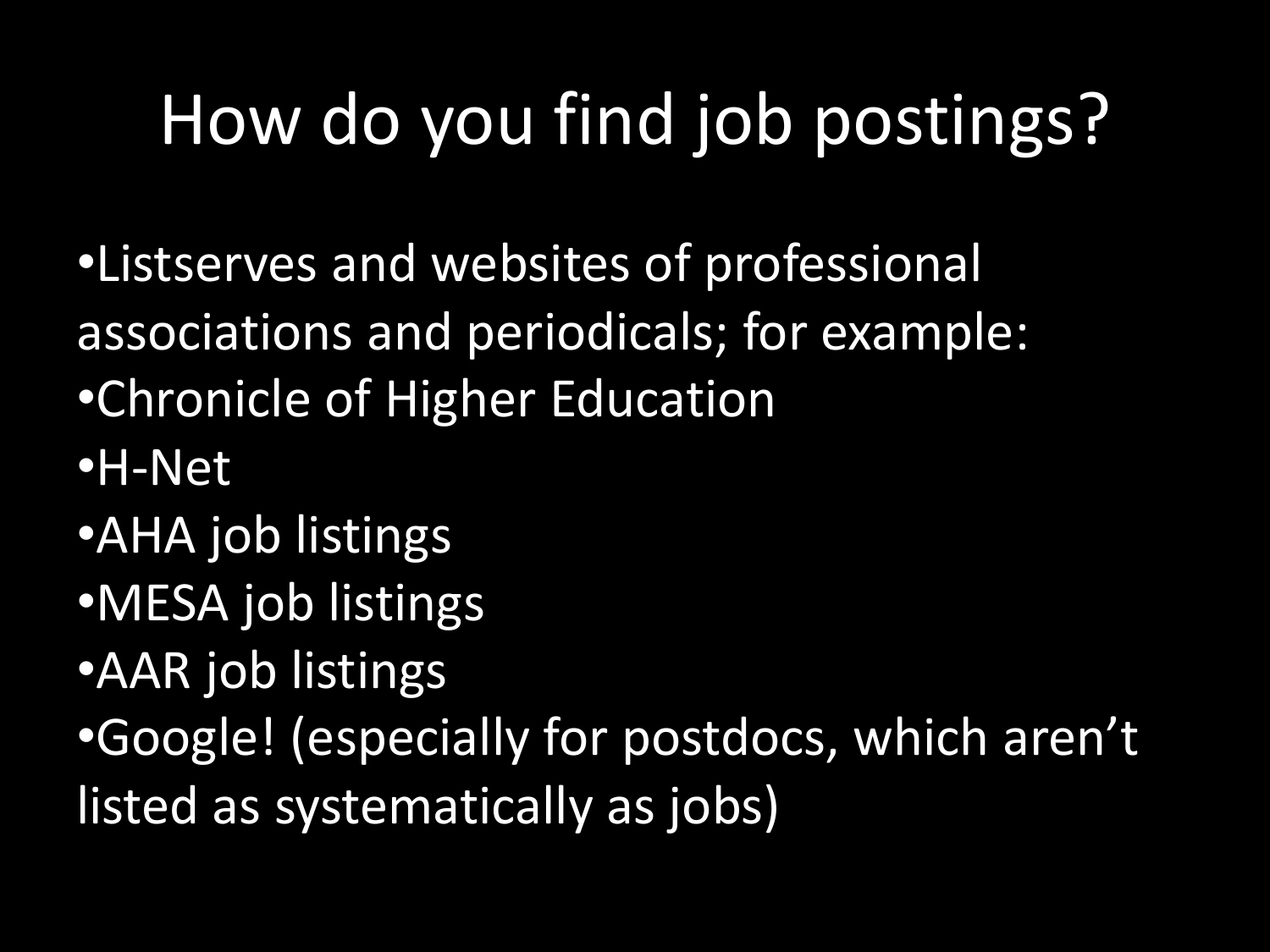# How do you find job postings?

- Listserves and websites of professional associations and periodicals; for example:
- Chronicle of Higher Education
- H-Net
- AHA job listings
- MESA job listings
- AAR job listings
- Google! (especially for postdocs, which aren't listed as systematically as jobs)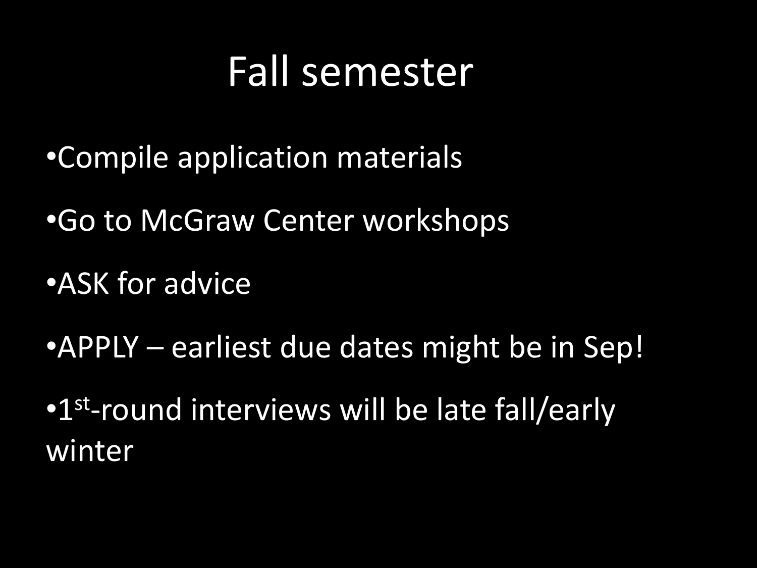# Fall semester

- Compile application materials
- Go to McGraw Center workshops
- ASK for advice
- APPLY – earliest due dates might be in Sep!
- 1st-round interviews will be late fall/early winter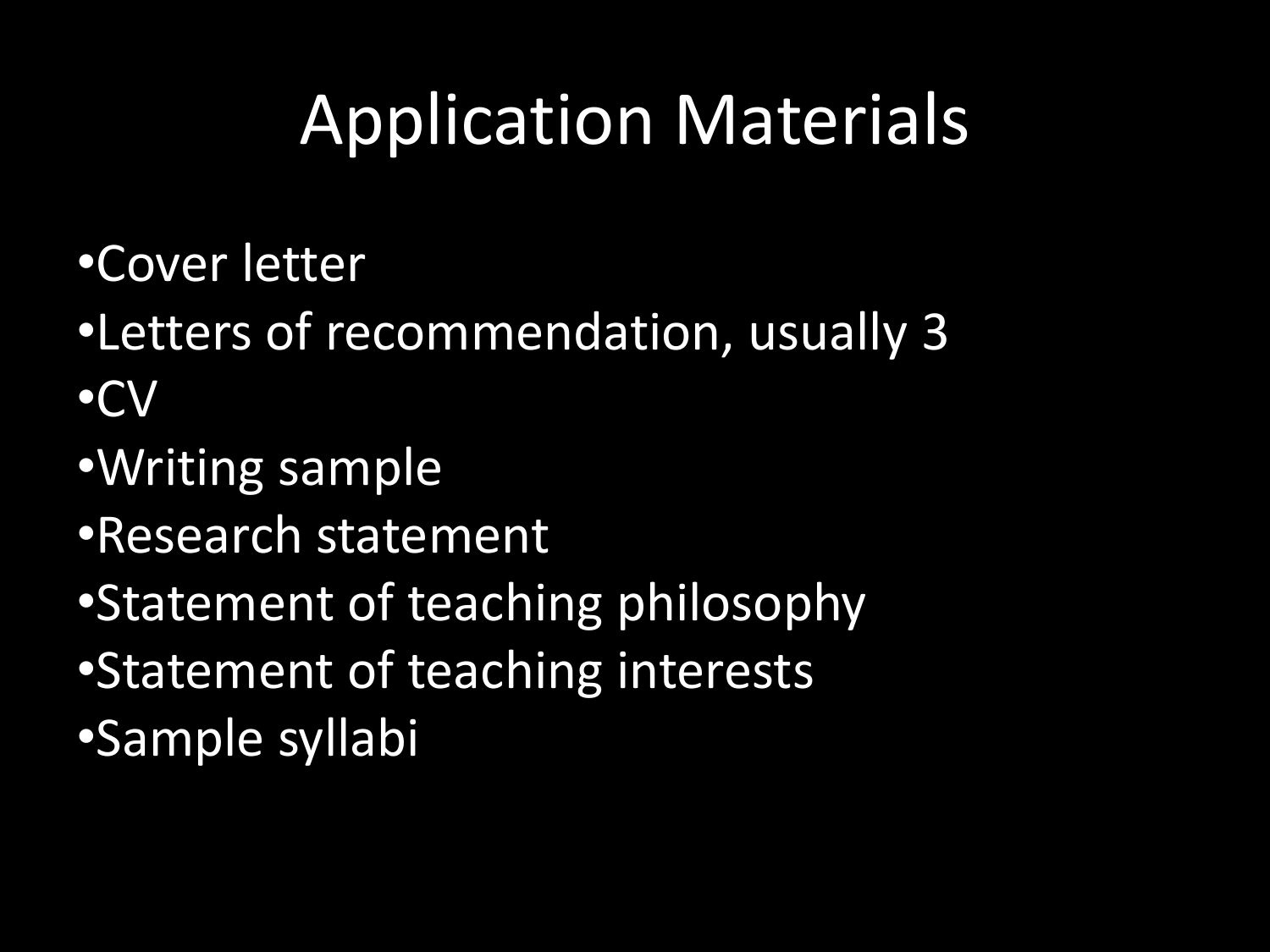# Application Materials

- Cover letter
- Letters of recommendation, usually 3
- CV
- Writing sample
- Research statement
- Statement of teaching philosophy
- Statement of teaching interests
- Sample syllabi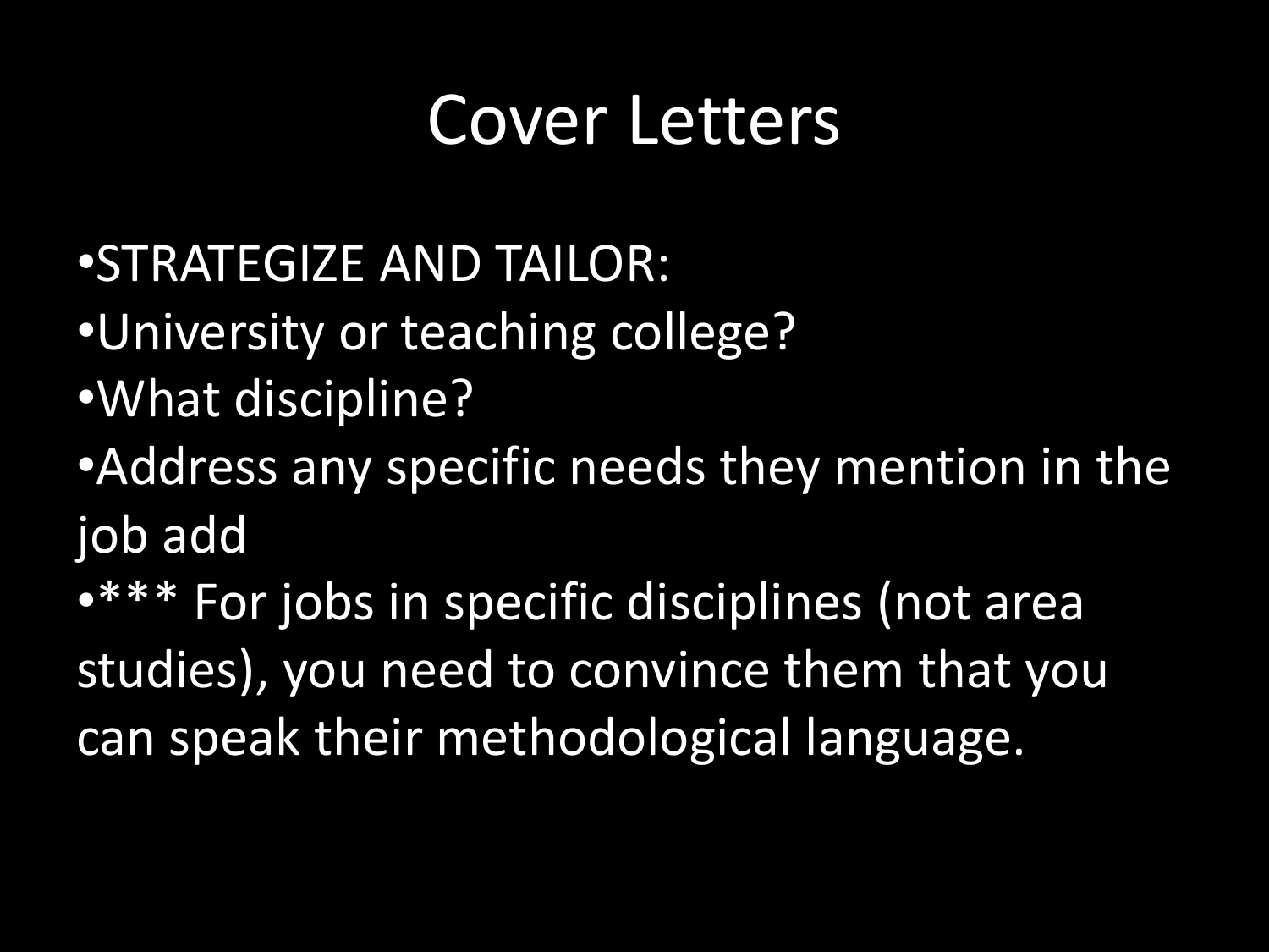# Cover Letters

- STRATEGIZE AND TAILOR:
- University or teaching college?
- What discipline?
- Address any specific needs they mention in the job add
- *** For jobs in specific disciplines (not area studies), you need to convince them that you can speak their methodological language.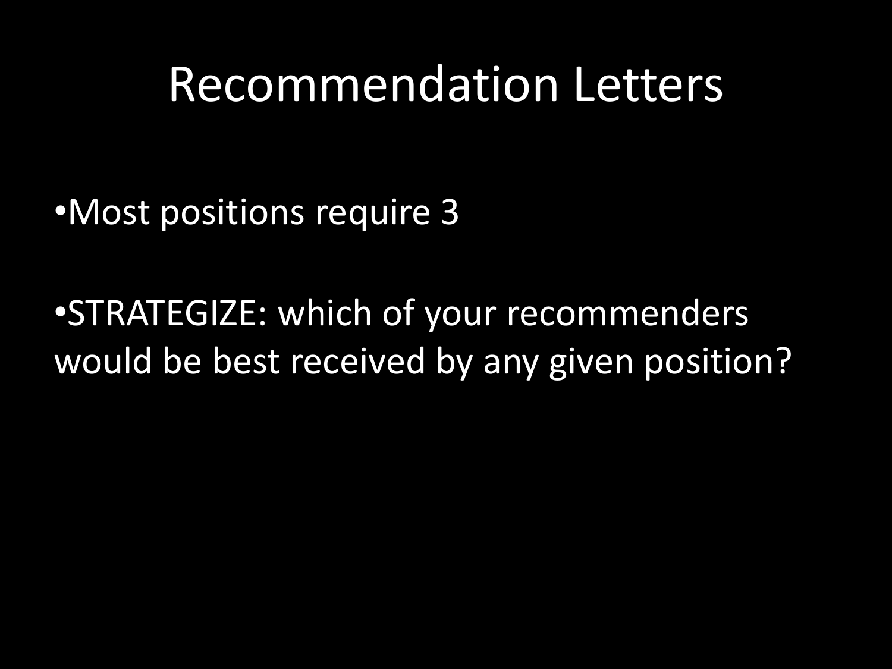# Recommendation Letters

- Most positions require 3
- STRATEGIZE: which of your recommenders would be best received by any given position?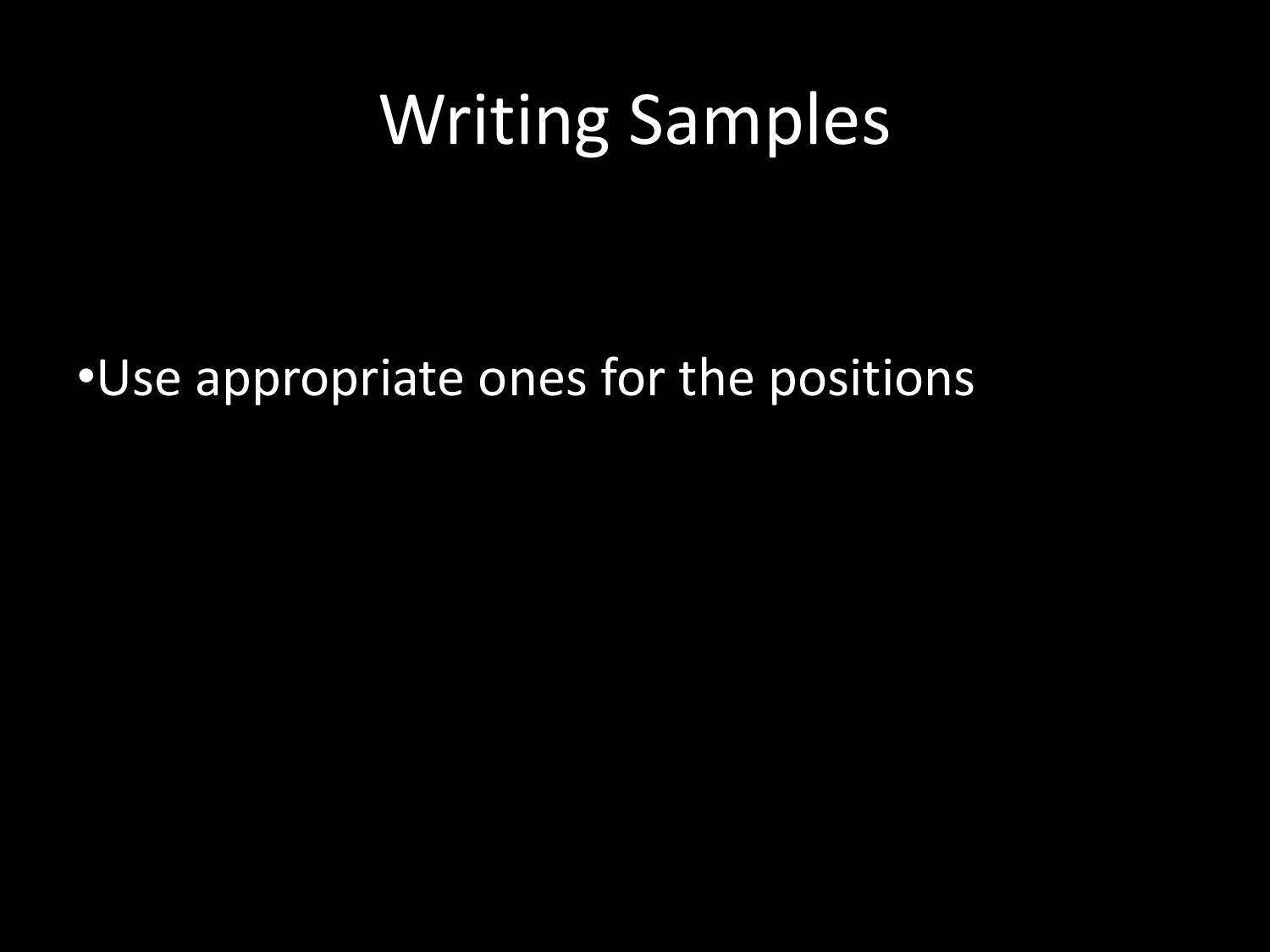# Writing Samples

- Use appropriate ones for the positions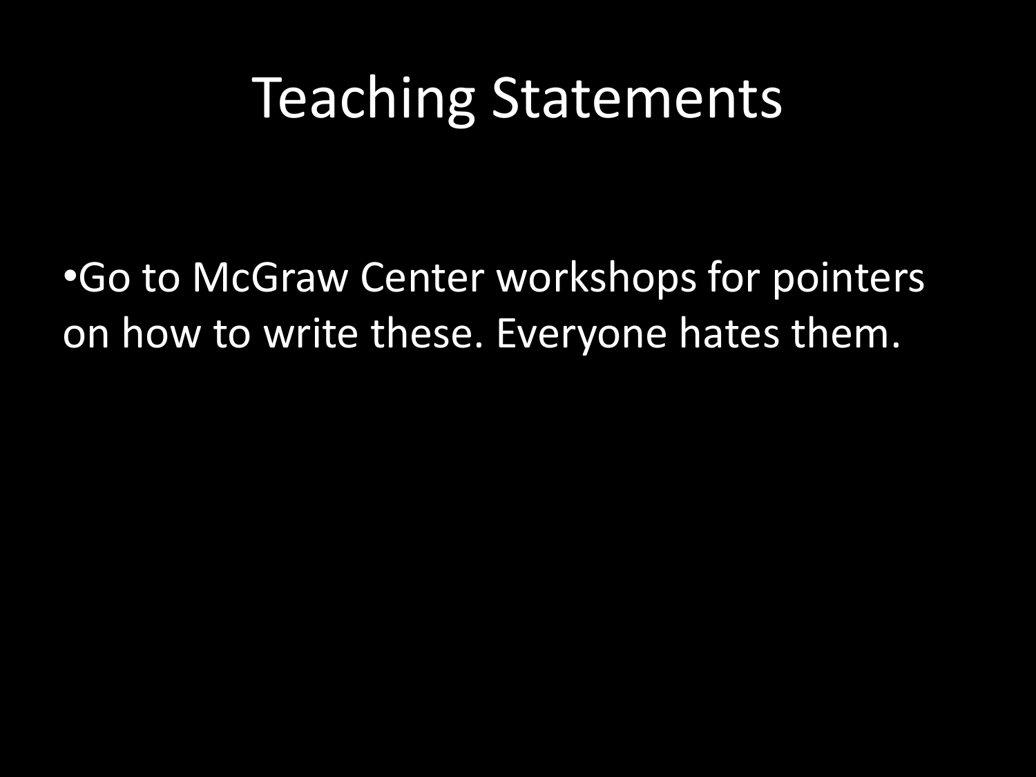# Teaching Statements

- Go to McGraw Center workshops for pointers on how to write these. Everyone hates them.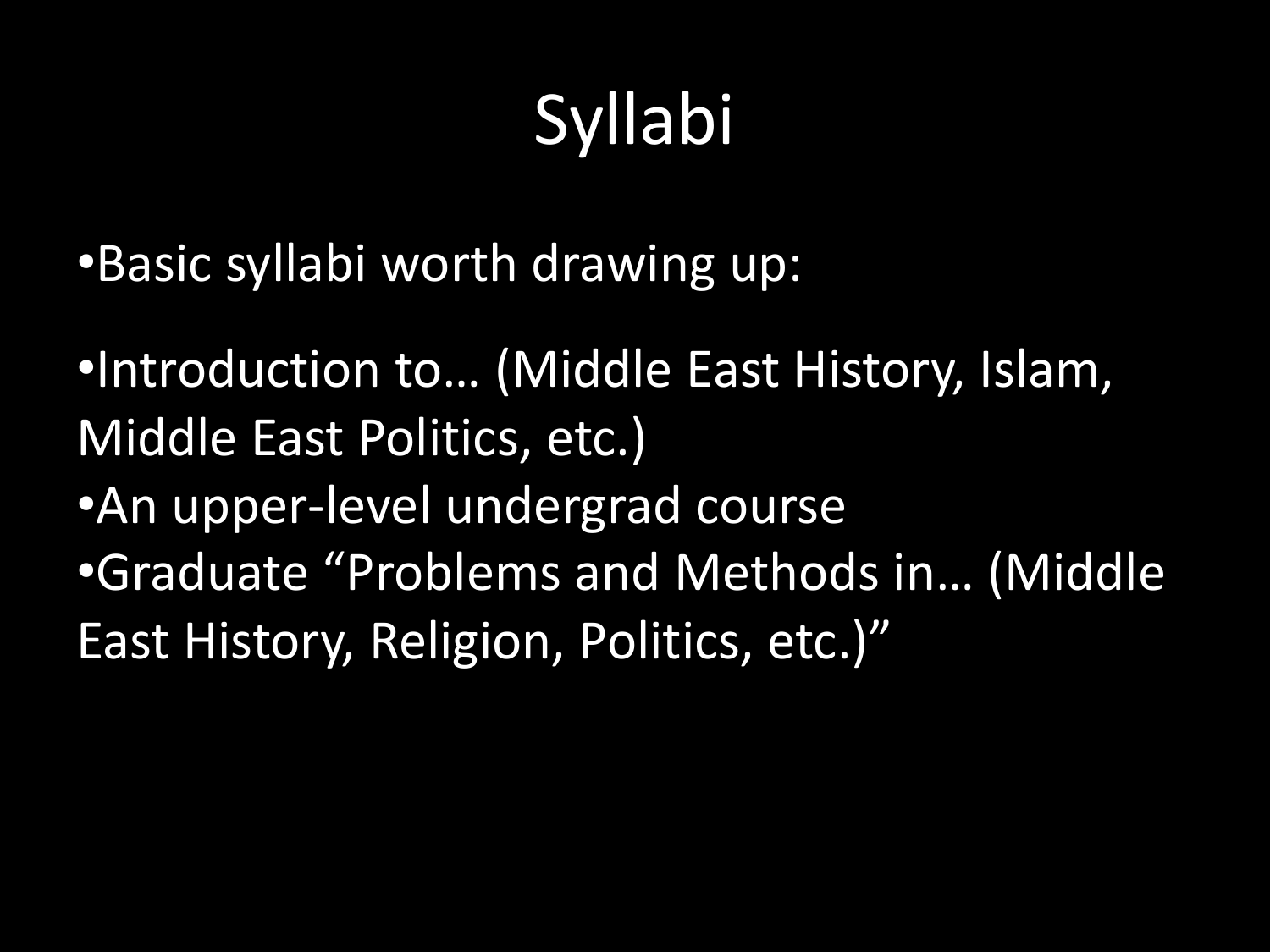# Syllabi

- Basic syllabi worth drawing up:

- Introduction to… (Middle East History, Islam, Middle East Politics, etc.)
- An upper-level undergrad course
- Graduate “Problems and Methods in… (Middle East History, Religion, Politics, etc.)”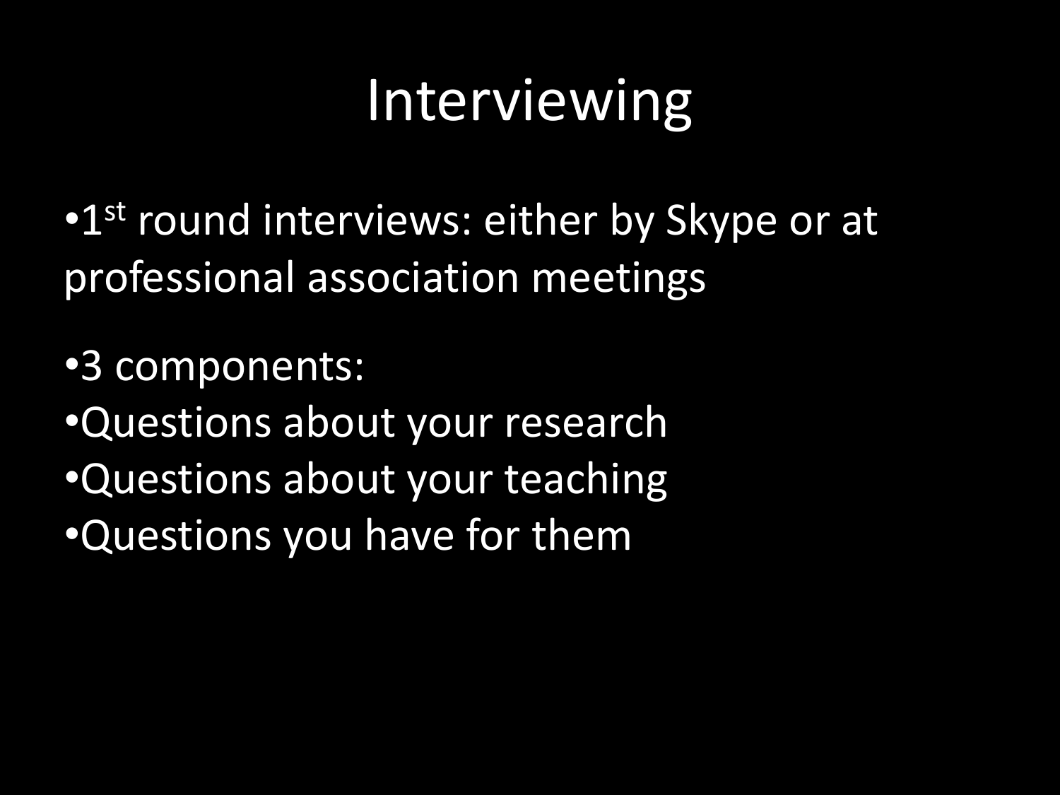# Interviewing

- 1st round interviews: either by Skype or at professional association meetings

- 3 components:
- Questions about your research
- Questions about your teaching
- Questions you have for them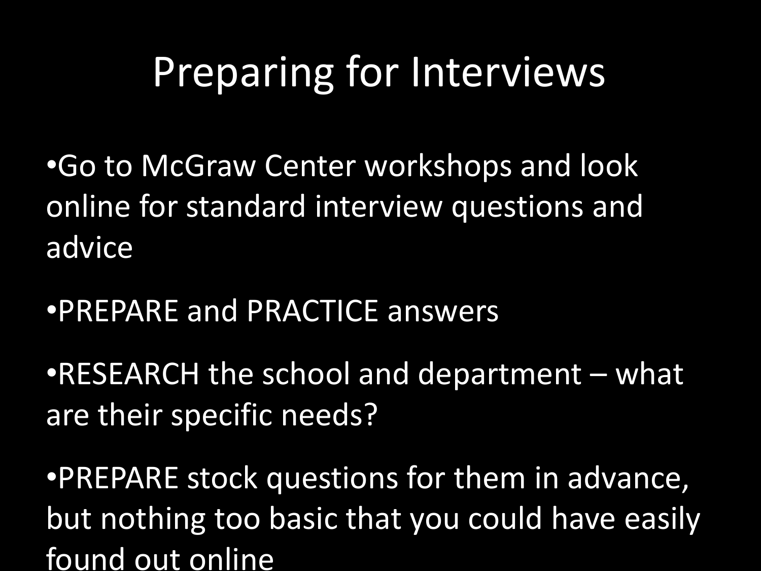# Preparing for Interviews

- Go to McGraw Center workshops and look online for standard interview questions and advice
- PREPARE and PRACTICE answers
- RESEARCH the school and department – what are their specific needs?
- PREPARE stock questions for them in advance, but nothing too basic that you could have easily found out online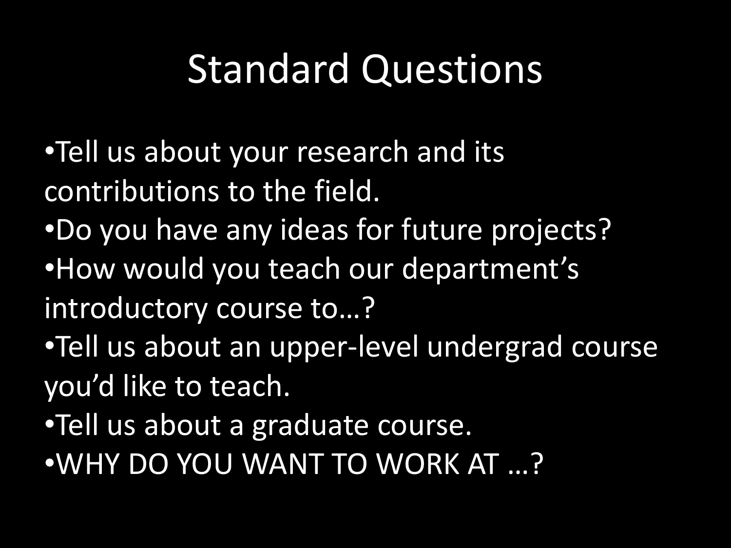# Standard Questions

- Tell us about your research and its contributions to the field.
- Do you have any ideas for future projects?
- How would you teach our department's introductory course to…?
- Tell us about an upper-level undergrad course you'd like to teach.
- Tell us about a graduate course.
- WHY DO YOU WANT TO WORK AT …?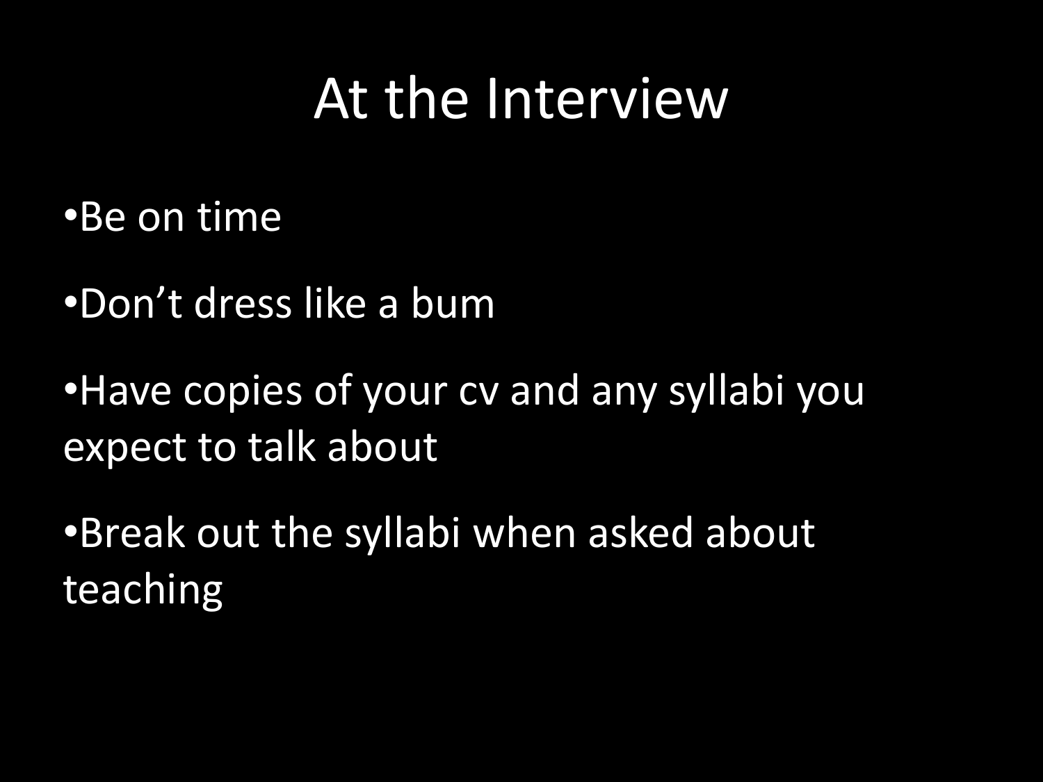# At the Interview

- Be on time
- Don't dress like a bum
- Have copies of your cv and any syllabi you expect to talk about
- Break out the syllabi when asked about teaching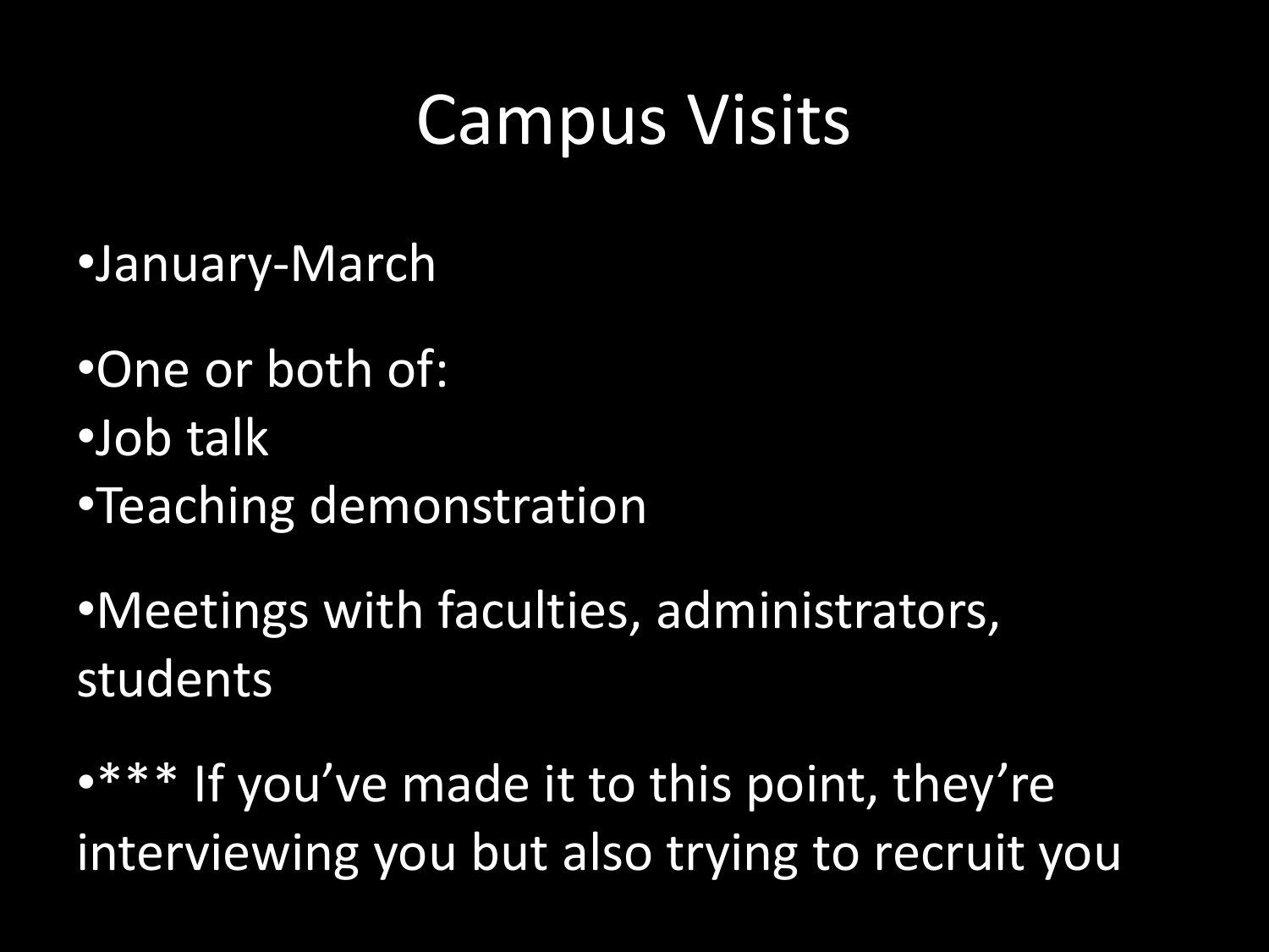# Campus Visits

- January-March
- One or both of:
- Job talk
- Teaching demonstration
- Meetings with faculties, administrators, students
- *** If you've made it to this point, they're interviewing you but also trying to recruit you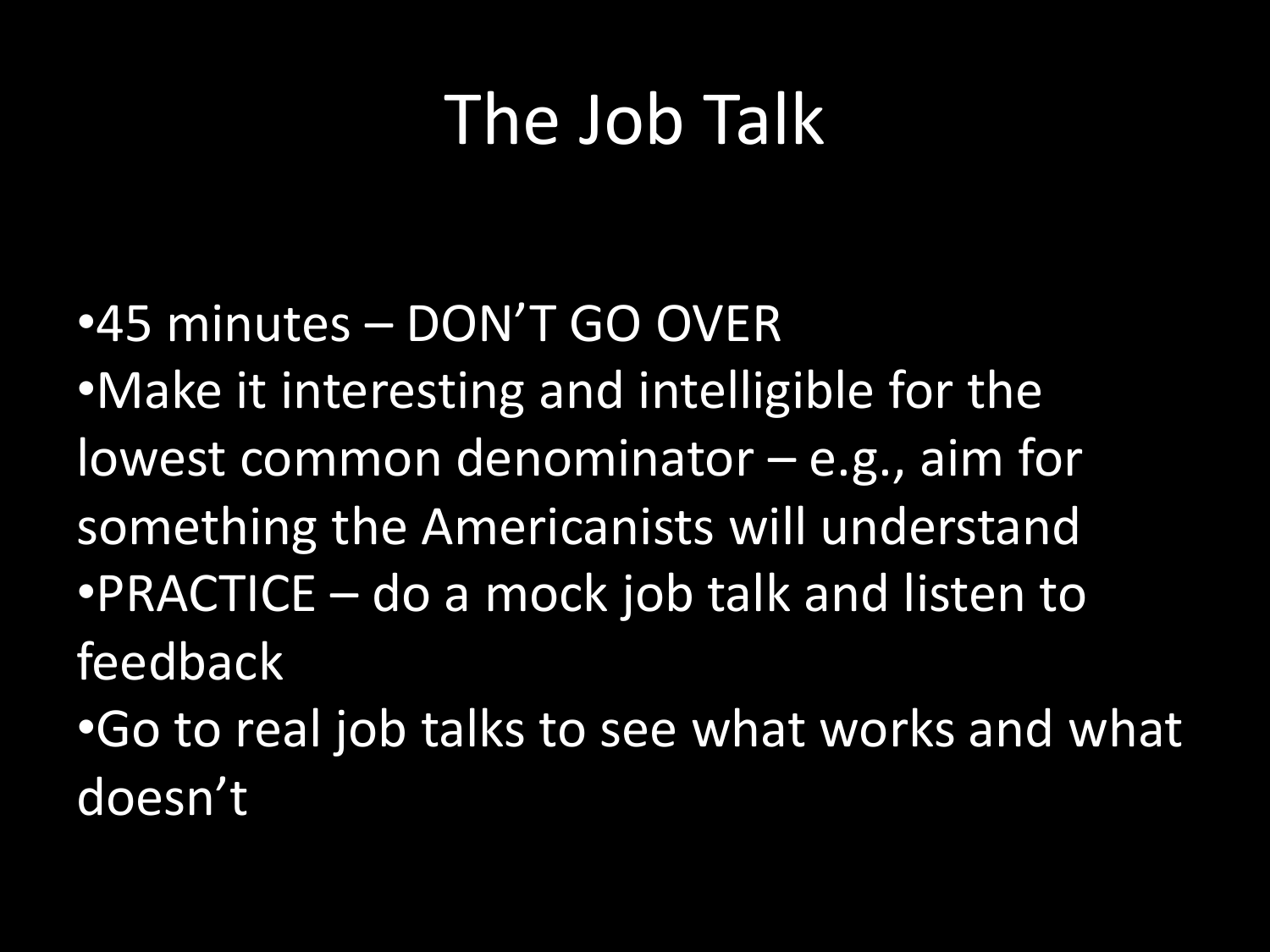# The Job Talk

- 45 minutes – DON’T GO OVER
- Make it interesting and intelligible for the lowest common denominator – e.g., aim for something the Americanists will understand
- PRACTICE – do a mock job talk and listen to feedback
- Go to real job talks to see what works and what doesn’t